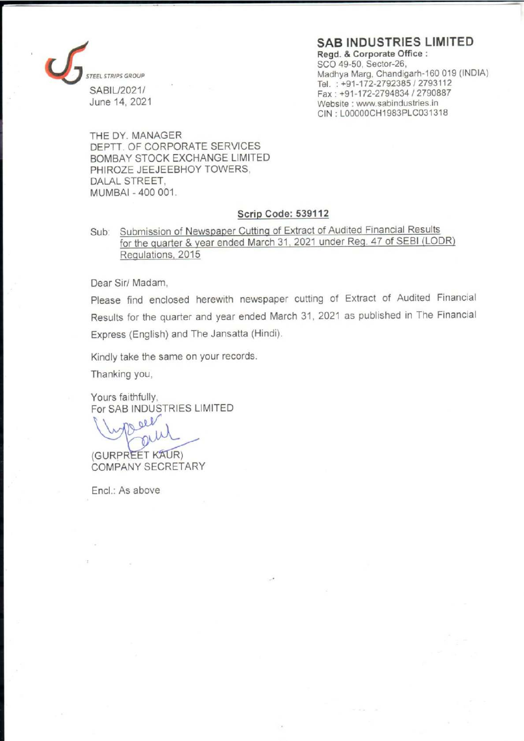STEEL STRIPS GROUP

SABIL/2021/
June 14, 2021

## SAB INDUSTRIES LIMITED

**Regd. & Corporate Office :**
SCO 49-50, Sector-26,
Madhya Marg, Chandigarh-160 019 (INDIA)
Tel. : +91-172-2792385 / 2793112
Fax : +91-172-2794834 / 2790887
Website : www.sabindustries.in
CIN : L00000CH1983PLC031318

THE DY. MANAGER
DEPTT. OF CORPORATE SERVICES
BOMBAY STOCK EXCHANGE LIMITED
PHIROZE JEEJEEBHOY TOWERS,
DALAL STREET,
MUMBAI - 400 001.

**Scrip Code: 539112**

Sub: Submission of Newspaper Cutting of Extract of Audited Financial Results for the quarter & year ended March 31, 2021 under Reg. 47 of SEBI (LODR) Regulations, 2015

Dear Sir/ Madam,

Please find enclosed herewith newspaper cutting of Extract of Audited Financial Results for the quarter and year ended March 31, 2021 as published in The Financial Express (English) and The Jansatta (Hindi).

Kindly take the same on your records.

Thanking you,

Yours faithfully,
For SAB INDUSTRIES LIMITED

(GURPREET KAUR)
COMPANY SECRETARY

Encl.: As above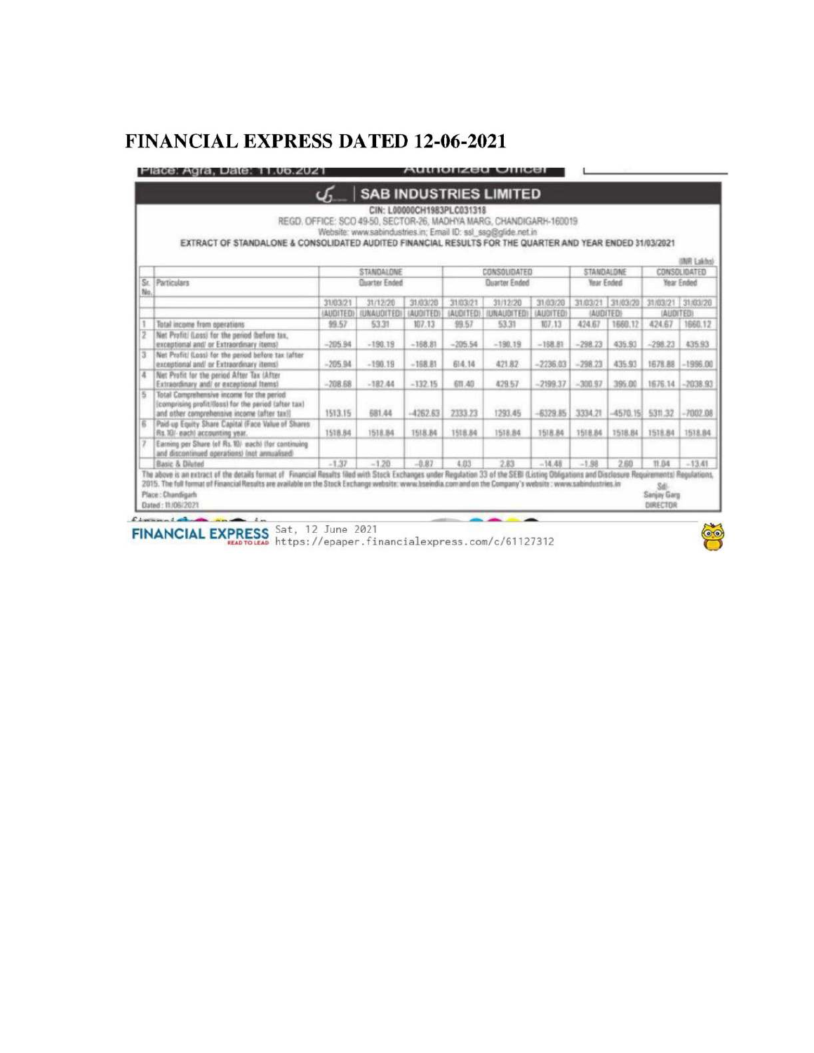# FINANCIAL EXPRESS DATED 12-06-2021

## SAB INDUSTRIES LIMITED

CIN: L00000CH1983PLC031318

REGD. OFFICE: SCO 49-50, SECTOR-26, MADHYA MARG, CHANDIGARH-160019

Website: www.sabindustries.in; Email ID: ssl_ssg@glide.net.in

EXTRACT OF STANDALONE & CONSOLIDATED AUDITED FINANCIAL RESULTS FOR THE QUARTER AND YEAR ENDED 31/03/2021

(INR Lakhs)

| Sr. No. | Particulars | STANDALONE Quarter Ended | | | CONSOLIDATED Quarter Ended | | | STANDALONE Year Ended | | CONSOLIDATED Year Ended | |
|---|---|---|---|---|---|---|---|---|---|---|---|
| | | 31/03/21 | 31/12/20 | 31/03/20 | 31/03/21 | 31/12/20 | 31/03/20 | 31/03/21 | 31/03/20 | 31/03/21 | 31/03/20 |
| | | (AUDITED) | (UNAUDITED) | (AUDITED) | (AUDITED) | (UNAUDITED) | (AUDITED) | (AUDITED) | | (AUDITED) | |
| 1 | Total income from operations | 99.57 | 53.31 | 107.13 | 99.57 | 53.31 | 107.13 | 424.67 | 1660.12 | 424.67 | 1660.12 |
| 2 | Net Profit/ (Loss) for the period (before tax, exceptional and/ or Extraordinary items) | -205.94 | -190.19 | -168.81 | -205.54 | -190.19 | -168.81 | -298.23 | 435.93 | -298.23 | 435.93 |
| 3 | Net Profit/ (Loss) for the period before tax (after exceptional and/ or Extraordinary items) | -205.94 | -190.19 | -168.81 | 614.14 | 421.82 | -2236.03 | -298.23 | 435.93 | 1678.88 | -1996.00 |
| 4 | Net Profit for the period After Tax (After Extraordinary and/ or exceptional Items) | -208.68 | -182.44 | -132.15 | 611.40 | 429.57 | -2199.37 | -300.97 | 395.00 | 1676.14 | -2038.93 |
| 5 | Total Comprehensive income for the period [comprising profit/(loss) for the period (after tax) and other comprehensive income (after tax)] | 1513.15 | 681.44 | -4262.63 | 2333.23 | 1293.45 | -6329.85 | 3334.21 | -4570.15 | 5311.32 | -7002.08 |
| 6 | Paid-up Equity Share Capital (Face Value of Shares Rs.10/- each) accounting year. | 1518.84 | 1518.84 | 1518.84 | 1518.84 | 1518.84 | 1518.84 | 1518.84 | 1518.84 | 1518.84 | 1518.84 |
| 7 | Earning per Share (of Rs.10/- each) (for continuing and discontinued operations) (not annualised) | | | | | | | | | | |
| | Basic & Diluted | -1.37 | -1.20 | -0.87 | 4.03 | 2.83 | -14.48 | -1.98 | 2.60 | 11.04 | -13.41 |

The above is an extract of the details format of Financial Results filed with Stock Exchanges under Regulation 33 of the SEBI (Listing Obligations and Disclosure Requirements) Regulations, 2015. The full format of Financial Results are available on the Stock Exchange website: www.bseindia.com and on the Company's website: www.sabindustries.in

Place : Chandigarh
Dated : 11/06/2021

Sd/-
Sanjay Garg
DIRECTOR

FINANCIAL EXPRESS Sat, 12 June 2021 https://epaper.financialexpress.com/c/61127312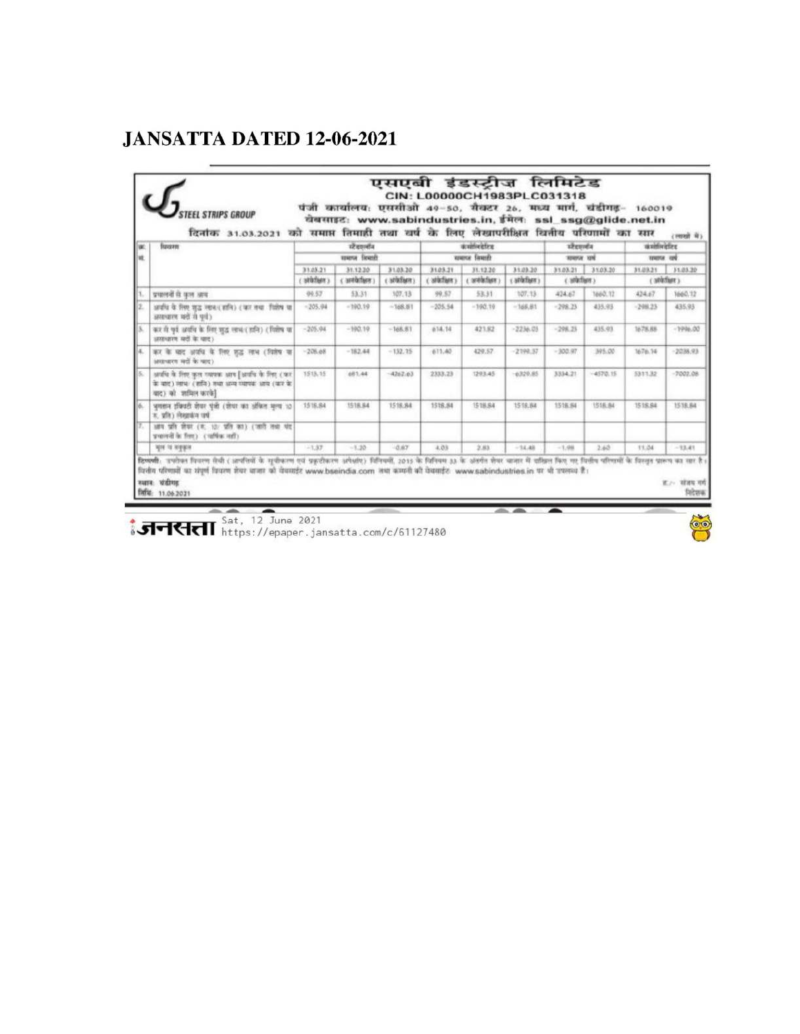# JANSATTA DATED 12-06-2021

STEEL STRIPS GROUP

## एसएबी इंडस्ट्रीज लिमिटेड

CIN: L00000CH1983PLC031318

पंजी कार्यालय: एससीओ 49-50, सैक्टर 26, मध्य मार्ग, चंडीगढ़- 160019

वेबसाइट: www.sabindustries.in, ईमेल: ssl_ssg@glide.net.in

दिनांक 31.03.2021 को समाप्त तिमाही तथा वर्ष के लिए लेखापरीक्षित वित्तीय परिणामों का सार (लाखों में)

| क्र. सं. | विवरण | स्टैंडएलोन | | | कंसोलिडेटिड | | | स्टैंडएलोन | | कंसोलिडेटिड | |
|---|---|---|---|---|---|---|---|---|---|---|---|
| | | समाप्त तिमाही | | | समाप्त तिमाही | | | समाप्त वर्ष | | समाप्त वर्ष | |
| | | 31.03.21 | 31.12.20 | 31.03.20 | 31.03.21 | 31.12.20 | 31.03.20 | 31.03.21 | 31.03.20 | 31.03.21 | 31.03.20 |
| | | (अंकेक्षित) | (अनंकेक्षित) | (अंकेक्षित) | (अंकेक्षित) | (अनंकेक्षित) | (अंकेक्षित) | (अंकेक्षित) | | (अंकेक्षित) | |
| 1. | प्रचालनों से कुल आय | 99.57 | 53.31 | 107.13 | 99.57 | 53.31 | 107.13 | 424.67 | 1660.12 | 424.67 | 1660.12 |
| 2. | अवधि के लिए शुद्ध लाभ (हानि) (कर तथा विशेष या असाधारण मदों से पूर्व) | -205.94 | -190.19 | -168.81 | -205.54 | -190.19 | -168.81 | -298.23 | 435.93 | -298.23 | 435.93 |
| 3. | कर से पूर्व अवधि के लिए शुद्ध लाभ (हानि) (विशेष या असाधारण मदों के बाद) | -205.94 | -190.19 | -168.81 | 614.14 | 421.82 | -2236.03 | -298.23 | 435.93 | 1678.88 | -1996.00 |
| 4. | कर के बाद अवधि के लिए शुद्ध लाभ (विशेष या असाधारण मदों के बाद) | -206.68 | -182.44 | -132.15 | 611.40 | 429.57 | -2199.37 | -300.97 | 395.00 | 1676.14 | -2036.93 |
| 5. | अवधि के लिए कुल व्यापक आय [अवधि के लिए (कर के बाद) लाभ/(हानि) तथा अन्य व्यापक आय (कर के बाद) को शामिल करके] | 1513.15 | 681.44 | -4262.63 | 2333.23 | 1293.45 | -6329.85 | 3334.21 | -4570.15 | 5311.32 | -7002.06 |
| 6. | चुकता इक्विटी शेयर पूंजी (शेयर का अंकित मूल्य 10 रु. प्रति) लेखांकन वर्ष | 1518.84 | 1518.84 | 1518.84 | 1518.84 | 1518.84 | 1518.84 | 1518.84 | 1518.84 | 1518.84 | 1518.84 |
| 7. | आय प्रति शेयर (रु. 10/- प्रति का) (जारी तथा बंद प्रचालनों के लिए) (वार्षिक नहीं) | | | | | | | | | | |
| | मूल व तनुकृत | -1.37 | -1.20 | -0.87 | 4.03 | 2.83 | -14.48 | -1.98 | 2.60 | 11.04 | -13.41 |

टिप्पणी: उपरोक्त विवरण सेबी (आपत्तियों के सूचीकरण एवं प्रकटीकरण अपेक्षाएं) विनियमों, 2015 के विनियम 33 के अंतर्गत शेयर बाजार में दाखिल किए गए वित्तीय परिणामों के विस्तृत प्रारूप का सार है। वित्तीय परिणामों का संपूर्ण विवरण शेयर बाजार की वेबसाईट www.bseindia.com तथा कम्पनी की वेबसाईट www.sabindustries.in पर भी उपलब्ध है।

स्थान: चंडीगढ़

तिथि: 11.06.2021

ह./- संजय गर्ग

निदेशक

जनसत्ता Sat, 12 June 2021 https://epaper.jansatta.com/c/61127480